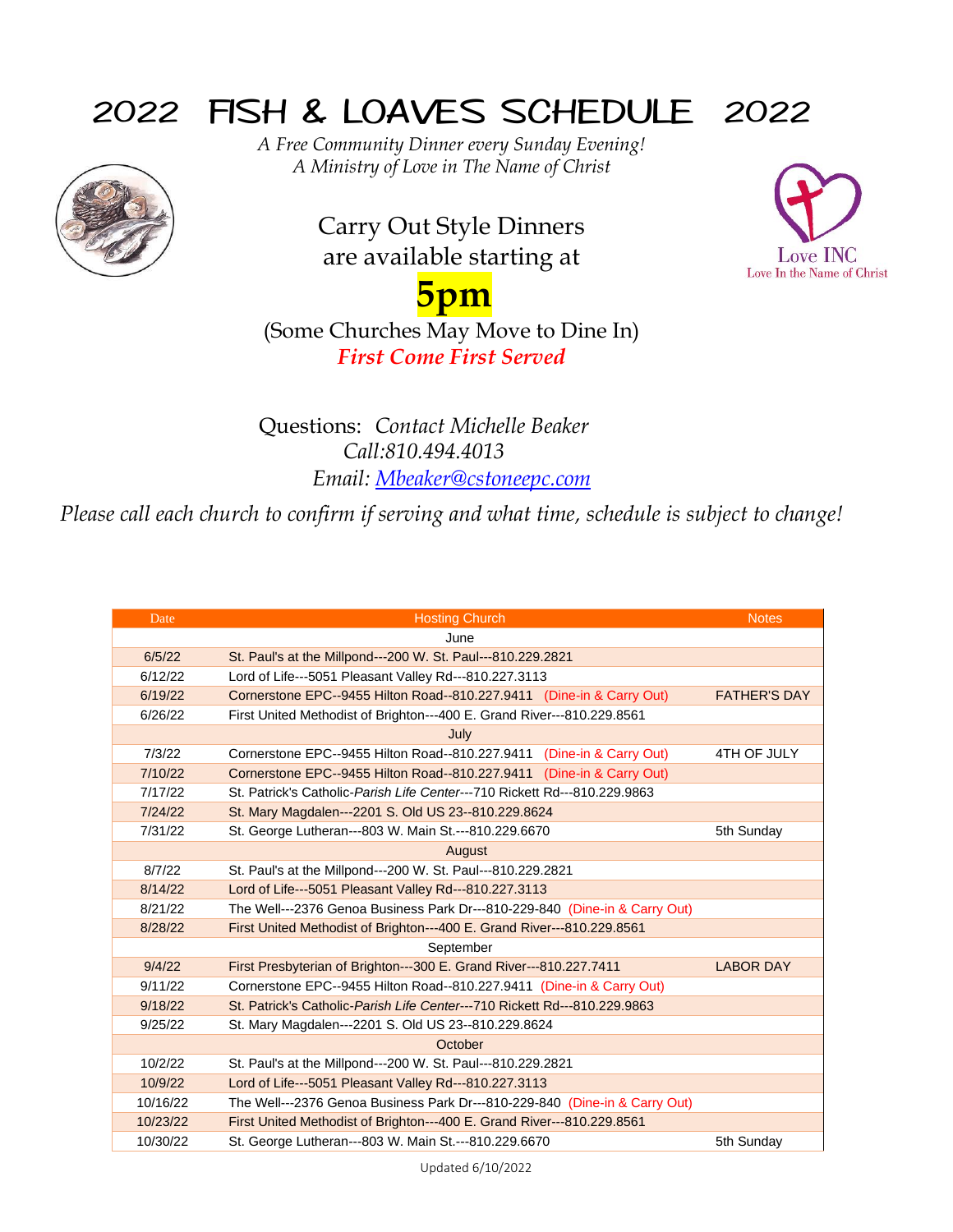# 2022 FISH & LOAVES SCHEDULE 2022

*A Free Community Dinner every Sunday Evening!*
*A Ministry of Love in The Name of Christ*

Love INC
Love In the Name of Christ

Carry Out Style Dinners
are available starting at

**5pm**

(Some Churches May Move to Dine In)

***First Come First Served***

Questions: *Contact Michelle Beaker*
*Call:810.494.4013*
*Email: Mbeaker@cstoneepc.com*

*Please call each church to confirm if serving and what time, schedule is subject to change!*

| Date | Hosting Church | Notes |
|---|---|---|
| | June | |
| 6/5/22 | St. Paul's at the Millpond---200 W. St. Paul---810.229.2821 | |
| 6/12/22 | Lord of Life---5051 Pleasant Valley Rd---810.227.3113 | |
| 6/19/22 | Cornerstone EPC--9455 Hilton Road--810.227.9411 (Dine-in & Carry Out) | FATHER'S DAY |
| 6/26/22 | First United Methodist of Brighton---400 E. Grand River---810.229.8561 | |
| | July | |
| 7/3/22 | Cornerstone EPC--9455 Hilton Road--810.227.9411 (Dine-in & Carry Out) | 4TH OF JULY |
| 7/10/22 | Cornerstone EPC--9455 Hilton Road--810.227.9411 (Dine-in & Carry Out) | |
| 7/17/22 | St. Patrick's Catholic-*Parish Life Center*---710 Rickett Rd---810.229.9863 | |
| 7/24/22 | St. Mary Magdalen---2201 S. Old US 23--810.229.8624 | |
| 7/31/22 | St. George Lutheran---803 W. Main St.---810.229.6670 | 5th Sunday |
| | August | |
| 8/7/22 | St. Paul's at the Millpond---200 W. St. Paul---810.229.2821 | |
| 8/14/22 | Lord of Life---5051 Pleasant Valley Rd---810.227.3113 | |
| 8/21/22 | The Well---2376 Genoa Business Park Dr---810-229-840 (Dine-in & Carry Out) | |
| 8/28/22 | First United Methodist of Brighton---400 E. Grand River---810.229.8561 | |
| | September | |
| 9/4/22 | First Presbyterian of Brighton---300 E. Grand River---810.227.7411 | LABOR DAY |
| 9/11/22 | Cornerstone EPC--9455 Hilton Road--810.227.9411 (Dine-in & Carry Out) | |
| 9/18/22 | St. Patrick's Catholic-*Parish Life Center*---710 Rickett Rd---810.229.9863 | |
| 9/25/22 | St. Mary Magdalen---2201 S. Old US 23--810.229.8624 | |
| | October | |
| 10/2/22 | St. Paul's at the Millpond---200 W. St. Paul---810.229.2821 | |
| 10/9/22 | Lord of Life---5051 Pleasant Valley Rd---810.227.3113 | |
| 10/16/22 | The Well---2376 Genoa Business Park Dr---810-229-840 (Dine-in & Carry Out) | |
| 10/23/22 | First United Methodist of Brighton---400 E. Grand River---810.229.8561 | |
| 10/30/22 | St. George Lutheran---803 W. Main St.---810.229.6670 | 5th Sunday |

Updated 6/10/2022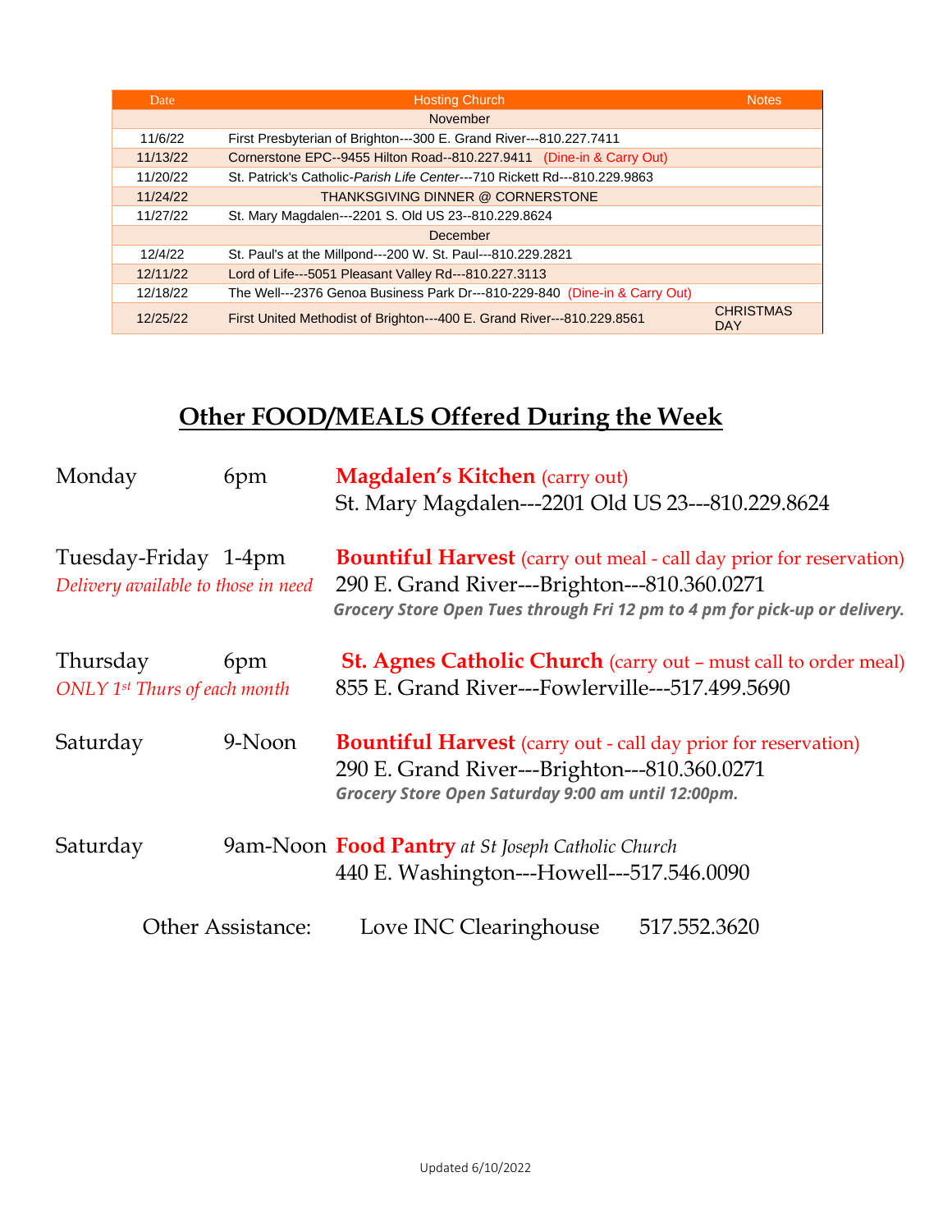| Date | Hosting Church | Notes |
|---|---|---|
| | November | |
| 11/6/22 | First Presbyterian of Brighton---300 E. Grand River---810.227.7411 | |
| 11/13/22 | Cornerstone EPC--9455 Hilton Road--810.227.9411 (Dine-in & Carry Out) | |
| 11/20/22 | St. Patrick's Catholic-*Parish Life Center*---710 Rickett Rd---810.229.9863 | |
| 11/24/22 | THANKSGIVING DINNER @ CORNERSTONE | |
| 11/27/22 | St. Mary Magdalen---2201 S. Old US 23--810.229.8624 | |
| | December | |
| 12/4/22 | St. Paul's at the Millpond---200 W. St. Paul---810.229.2821 | |
| 12/11/22 | Lord of Life---5051 Pleasant Valley Rd---810.227.3113 | |
| 12/18/22 | The Well---2376 Genoa Business Park Dr---810-229-840 (Dine-in & Carry Out) | |
| 12/25/22 | First United Methodist of Brighton---400 E. Grand River---810.229.8561 | CHRISTMAS DAY |

## Other FOOD/MEALS Offered During the Week

**Monday** 6pm
**Magdalen's Kitchen** (carry out)
St. Mary Magdalen---2201 Old US 23---810.229.8624

**Tuesday-Friday** 1-4pm
*Delivery available to those in need*
**Bountiful Harvest** (carry out meal - call day prior for reservation)
290 E. Grand River---Brighton---810.360.0271
***Grocery Store Open Tues through Fri 12 pm to 4 pm for pick-up or delivery.***

**Thursday** 6pm
*ONLY 1st Thurs of each month*
**St. Agnes Catholic Church** (carry out – must call to order meal)
855 E. Grand River---Fowlerville---517.499.5690

**Saturday** 9-Noon
**Bountiful Harvest** (carry out - call day prior for reservation)
290 E. Grand River---Brighton---810.360.0271
***Grocery Store Open Saturday 9:00 am until 12:00pm.***

**Saturday** 9am-Noon
**Food Pantry** *at St Joseph Catholic Church*
440 E. Washington---Howell---517.546.0090

Other Assistance: Love INC Clearinghouse 517.552.3620

Updated 6/10/2022